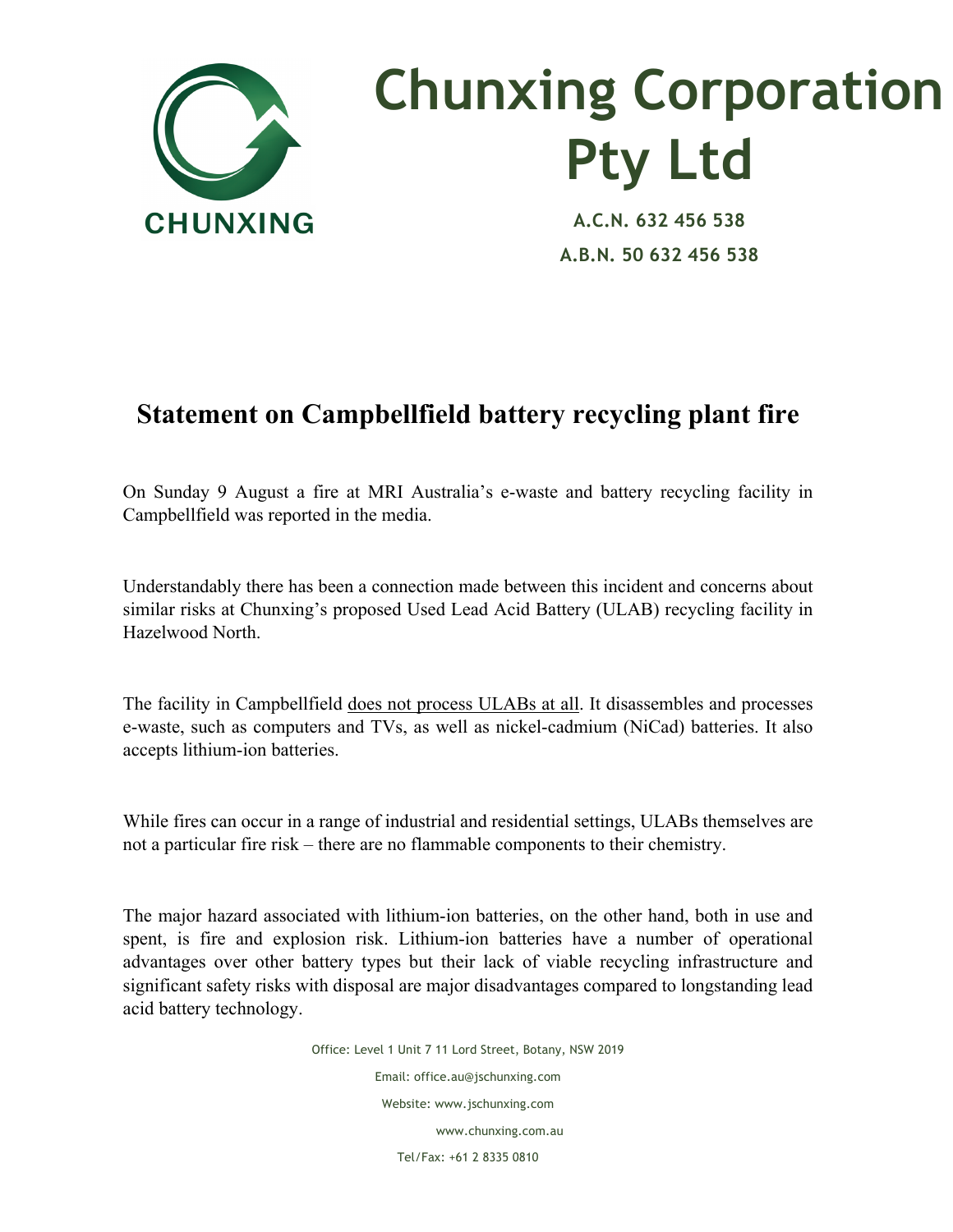# Chunxing Corporation Pty Ltd

**CHUNXING**

**A.C.N. 632 456 538**

**A.B.N. 50 632 456 538**

## Statement on Campbellfield battery recycling plant fire

On Sunday 9 August a fire at MRI Australia's e-waste and battery recycling facility in Campbellfield was reported in the media.

Understandably there has been a connection made between this incident and concerns about similar risks at Chunxing's proposed Used Lead Acid Battery (ULAB) recycling facility in Hazelwood North.

The facility in Campbellfield does not process ULABs at all. It disassembles and processes e-waste, such as computers and TVs, as well as nickel-cadmium (NiCad) batteries. It also accepts lithium-ion batteries.

While fires can occur in a range of industrial and residential settings, ULABs themselves are not a particular fire risk – there are no flammable components to their chemistry.

The major hazard associated with lithium-ion batteries, on the other hand, both in use and spent, is fire and explosion risk. Lithium-ion batteries have a number of operational advantages over other battery types but their lack of viable recycling infrastructure and significant safety risks with disposal are major disadvantages compared to longstanding lead acid battery technology.

Office: Level 1 Unit 7 11 Lord Street, Botany, NSW 2019

Email: office.au@jschunxing.com

Website: www.jschunxing.com

www.chunxing.com.au

Tel/Fax: +61 2 8335 0810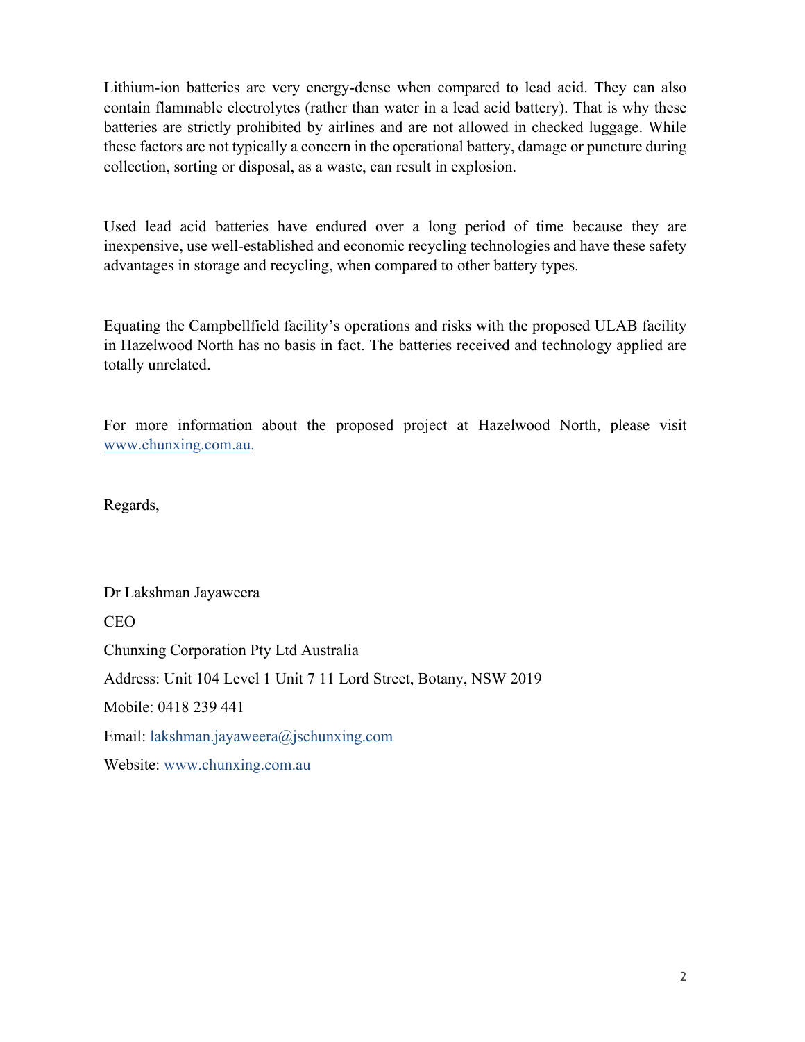Lithium-ion batteries are very energy-dense when compared to lead acid. They can also contain flammable electrolytes (rather than water in a lead acid battery). That is why these batteries are strictly prohibited by airlines and are not allowed in checked luggage. While these factors are not typically a concern in the operational battery, damage or puncture during collection, sorting or disposal, as a waste, can result in explosion.

Used lead acid batteries have endured over a long period of time because they are inexpensive, use well-established and economic recycling technologies and have these safety advantages in storage and recycling, when compared to other battery types.

Equating the Campbellfield facility's operations and risks with the proposed ULAB facility in Hazelwood North has no basis in fact. The batteries received and technology applied are totally unrelated.

For more information about the proposed project at Hazelwood North, please visit www.chunxing.com.au.

Regards,

Dr Lakshman Jayaweera

CEO

Chunxing Corporation Pty Ltd Australia

Address: Unit 104 Level 1 Unit 7 11 Lord Street, Botany, NSW 2019

Mobile: 0418 239 441

Email: lakshman.jayaweera@jschunxing.com

Website: www.chunxing.com.au